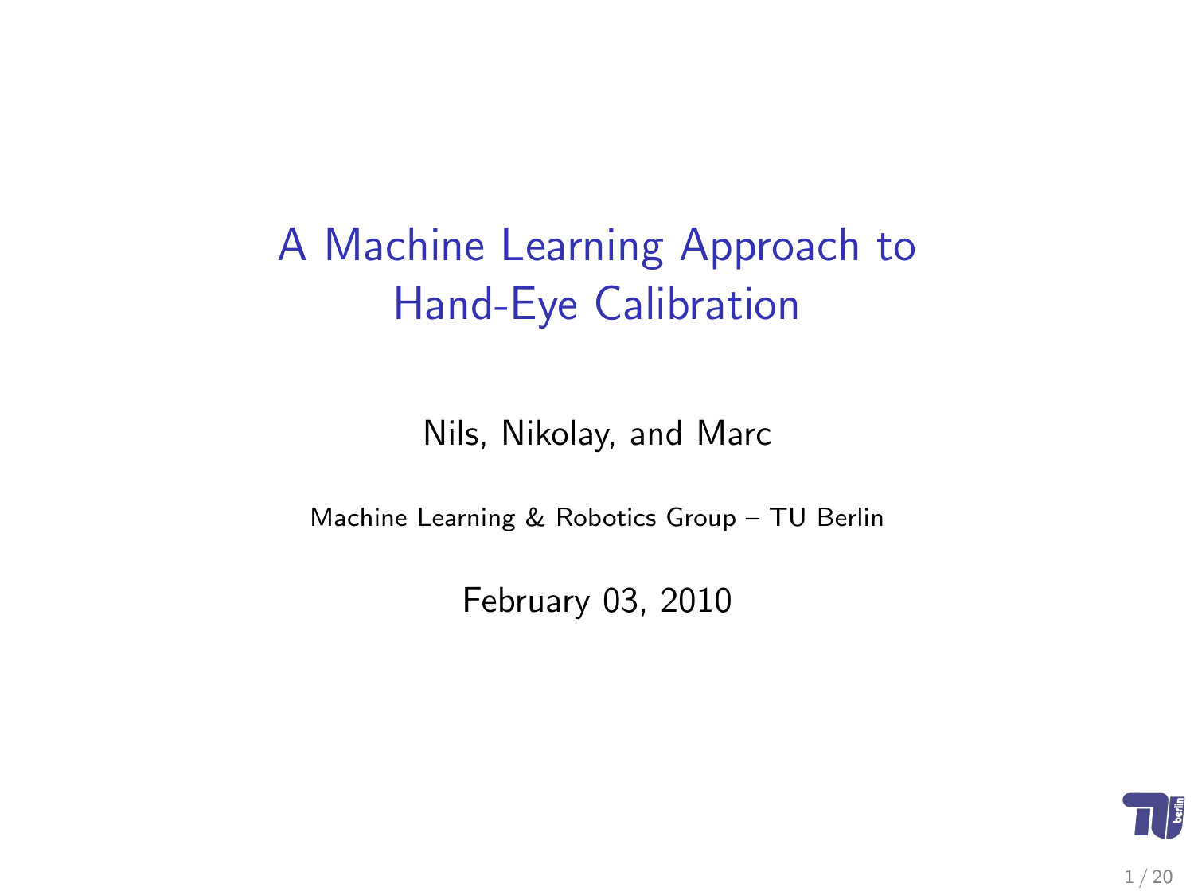# A Machine Learning Approach to Hand-Eye Calibration

Nils, Nikolay, and Marc

Machine Learning & Robotics Group – TU Berlin

February 03, 2010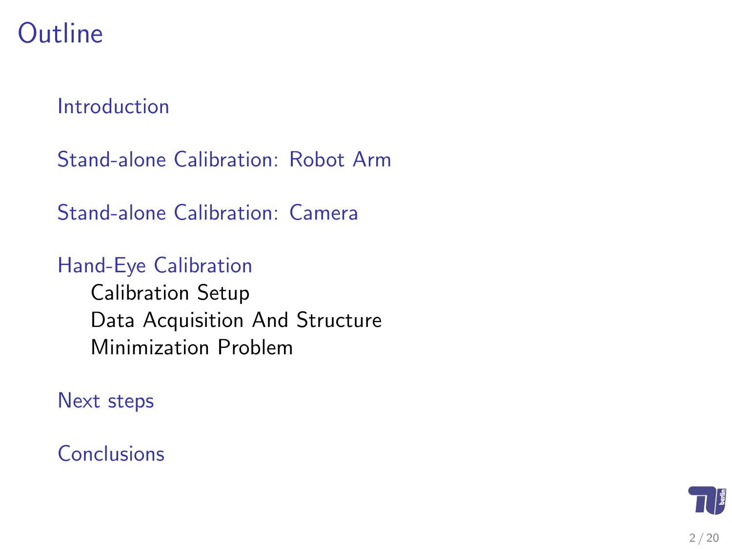# Outline

- Introduction
- Stand-alone Calibration: Robot Arm
- Stand-alone Calibration: Camera
- Hand-Eye Calibration
  - Calibration Setup
  - Data Acquisition And Structure
  - Minimization Problem
- Next steps
- Conclusions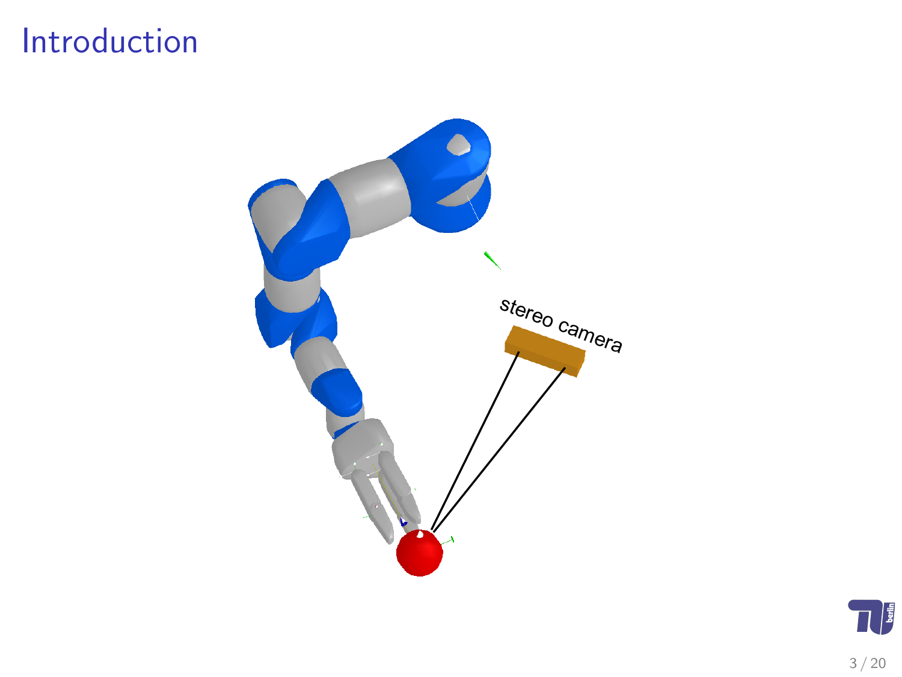# Introduction

stereo camera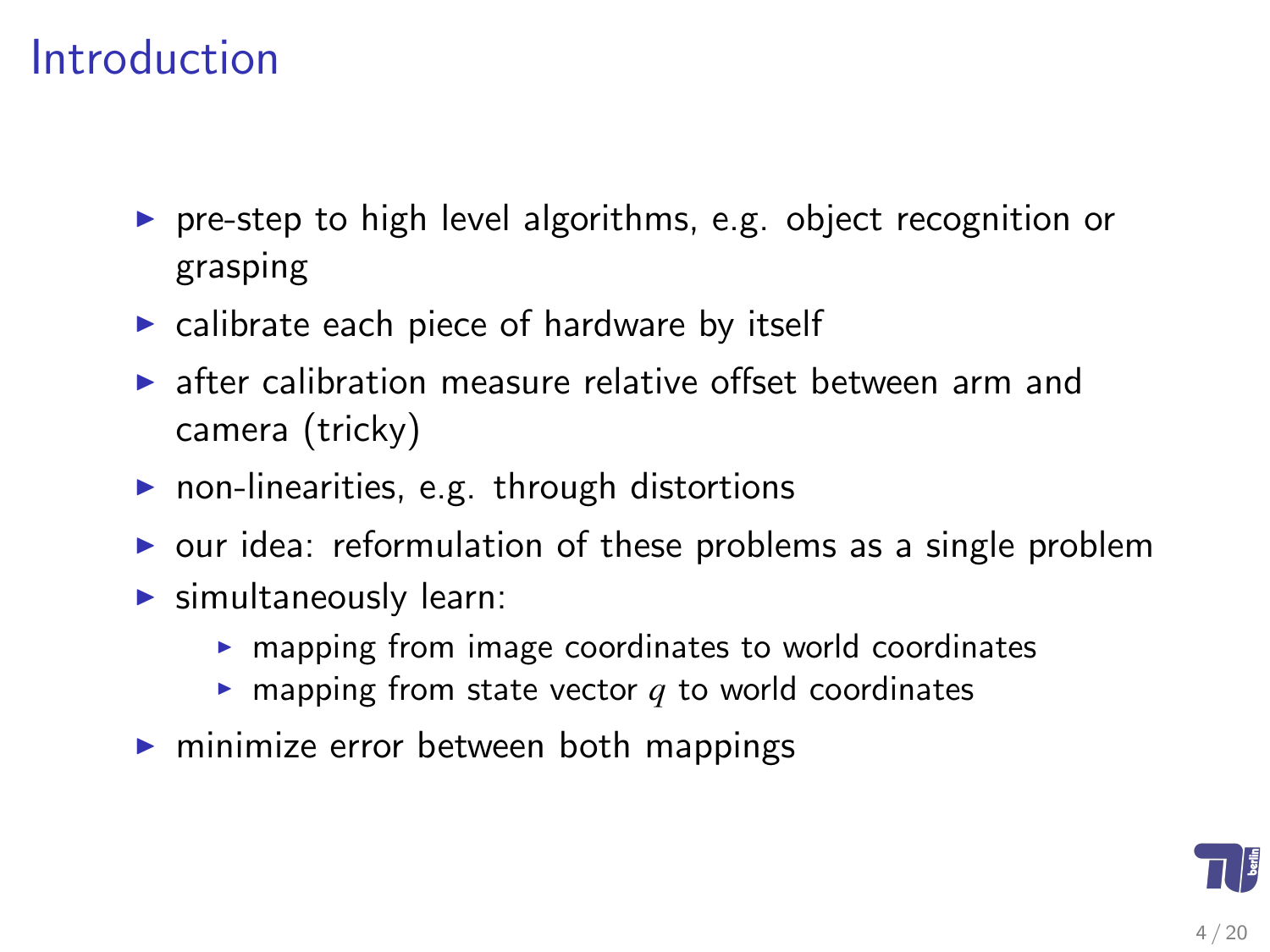# Introduction

- pre-step to high level algorithms, e.g. object recognition or grasping
- calibrate each piece of hardware by itself
- after calibration measure relative offset between arm and camera (tricky)
- non-linearities, e.g. through distortions
- our idea: reformulation of these problems as a single problem
- simultaneously learn:
  - mapping from image coordinates to world coordinates
  - mapping from state vector $q$ to world coordinates
- minimize error between both mappings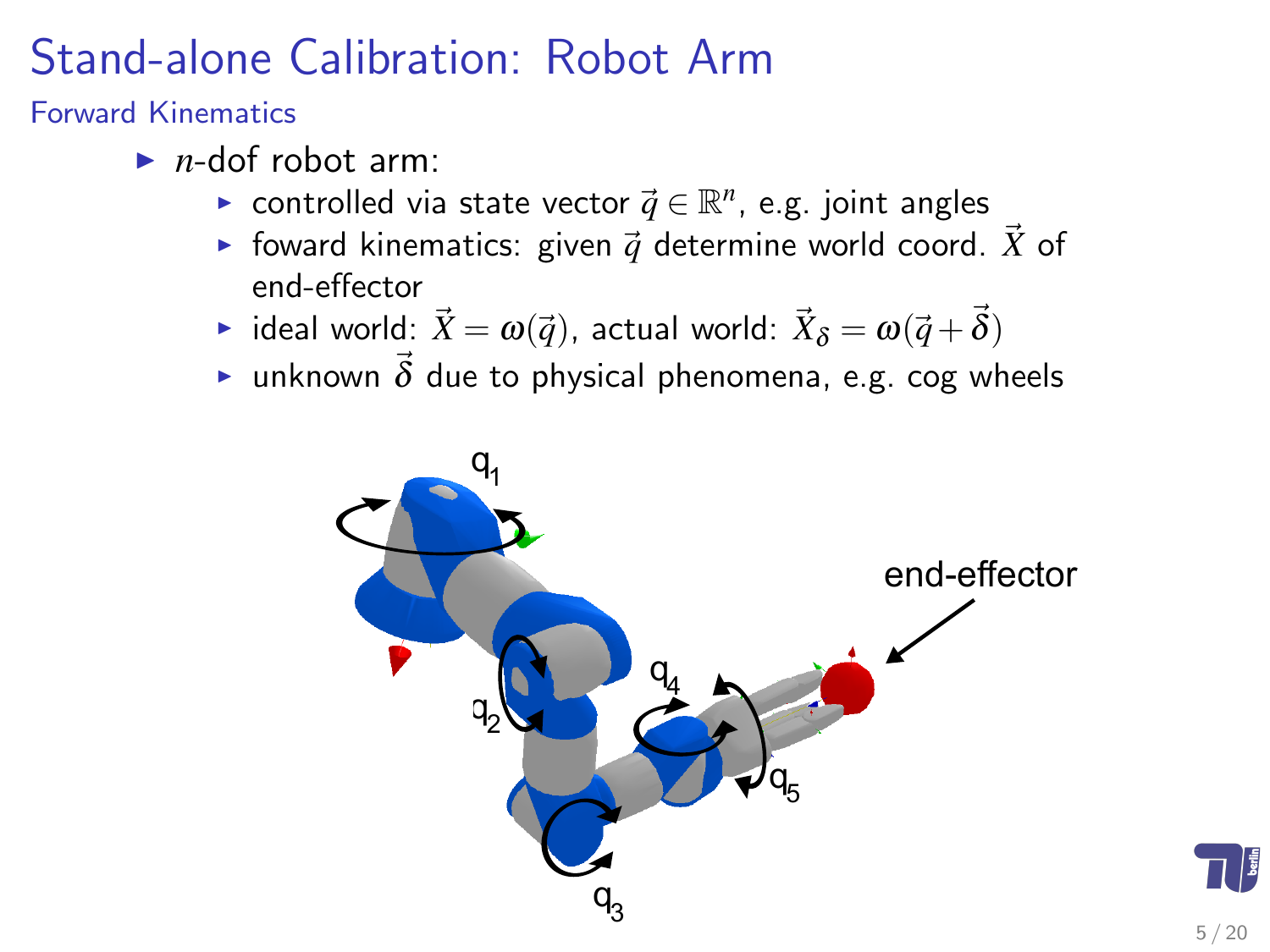# Stand-alone Calibration: Robot Arm

## Forward Kinematics

- $n$-dof robot arm:
  - controlled via state vector $\vec{q} \in \mathbb{R}^n$, e.g. joint angles
  - foward kinematics: given $\vec{q}$ determine world coord. $\vec{X}$ of end-effector
  - ideal world: $\vec{X} = \omega(\vec{q})$, actual world: $\vec{X}_\delta = \omega(\vec{q} + \vec{\delta})$
  - unknown $\vec{\delta}$ due to physical phenomena, e.g. cog wheels

q1

q2

q3

q4

q5

end-effector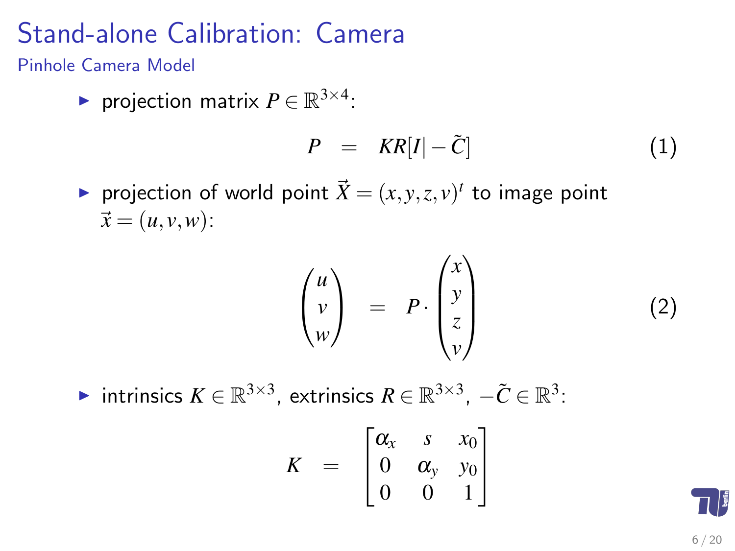# Stand-alone Calibration: Camera

## Pinhole Camera Model

- projection matrix $P \in \mathbb{R}^{3\times4}$:

$$P = KR[I| - \tilde{C}] \tag{1}$$

- projection of world point $\vec{X} = (x,y,z,v)^t$ to image point $\vec{x} = (u,v,w)$:

$$\begin{pmatrix} u \\ v \\ w \end{pmatrix} = P \cdot \begin{pmatrix} x \\ y \\ z \\ v \end{pmatrix} \tag{2}$$

- intrinsics $K \in \mathbb{R}^{3\times3}$, extrinsics $R \in \mathbb{R}^{3\times3}$, $-\tilde{C} \in \mathbb{R}^3$:

$$K = \begin{bmatrix} \alpha_x & s & x_0 \\ 0 & \alpha_y & y_0 \\ 0 & 0 & 1 \end{bmatrix}$$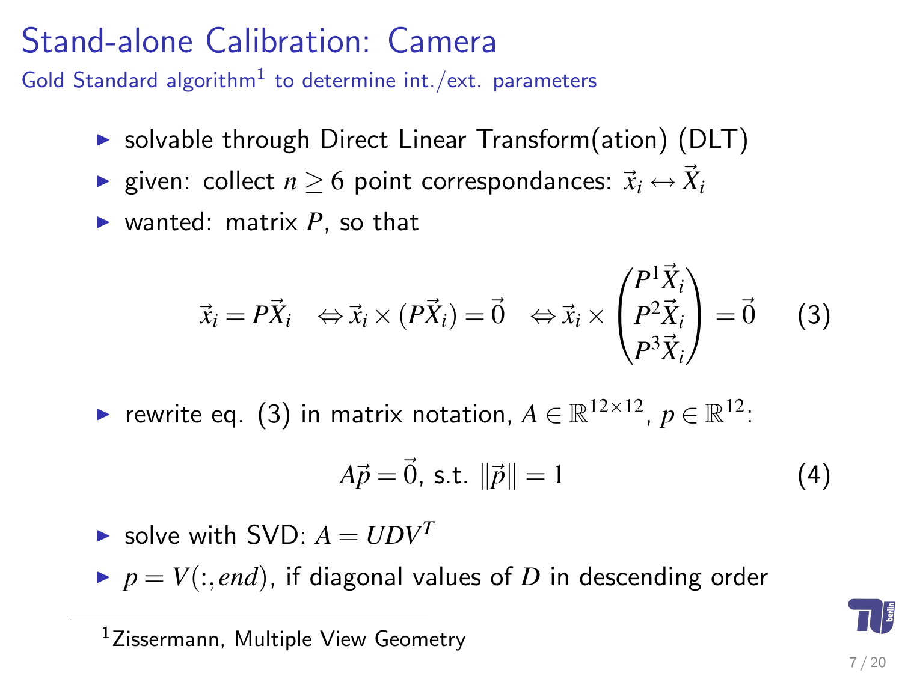# Stand-alone Calibration: Camera

## Gold Standard algorithm[1] to determine int./ext. parameters

- solvable through Direct Linear Transform(ation) (DLT)
- given: collect $n \geq 6$ point correspondances: $\vec{x}_i \leftrightarrow \vec{X}_i$
- wanted: matrix $P$, so that

$$\vec{x}_i = P\vec{X}_i \quad \Leftrightarrow \vec{x}_i \times (P\vec{X}_i) = \vec{0} \quad \Leftrightarrow \vec{x}_i \times \begin{pmatrix} P^1\vec{X}_i \\ P^2\vec{X}_i \\ P^3\vec{X}_i \end{pmatrix} = \vec{0} \tag{3}$$

- rewrite eq. (3) in matrix notation, $A \in \mathbb{R}^{12\times 12}$, $p \in \mathbb{R}^{12}$:

$$A\vec{p} = \vec{0}, \text{ s.t. } \|\vec{p}\| = 1 \tag{4}$$

- solve with SVD: $A = UDV^T$
- $p = V(:, end)$, if diagonal values of $D$ in descending order

[1] Zissermann, Multiple View Geometry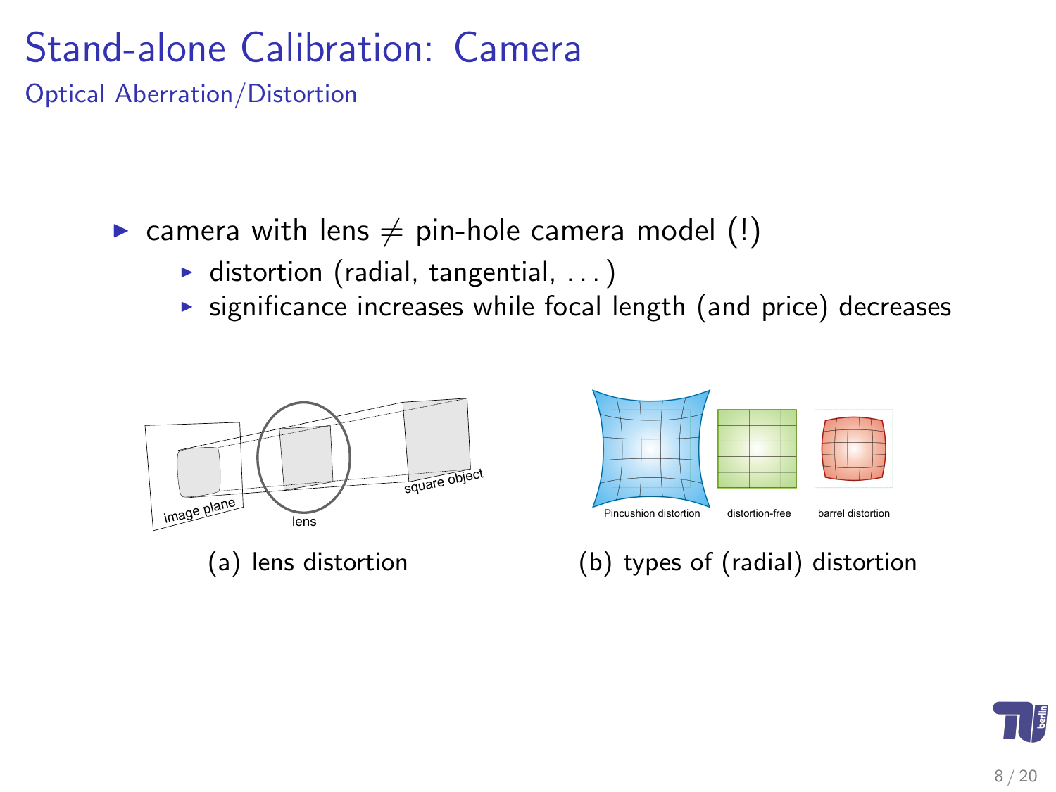# Stand-alone Calibration: Camera

## Optical Aberration/Distortion

- camera with lens $\neq$ pin-hole camera model (!)
  - distortion (radial, tangential, ...)
  - significance increases while focal length (and price) decreases

image plane

lens

square object

(a) lens distortion

Pincushion distortion

distortion-free

barrel distortion

(b) types of (radial) distortion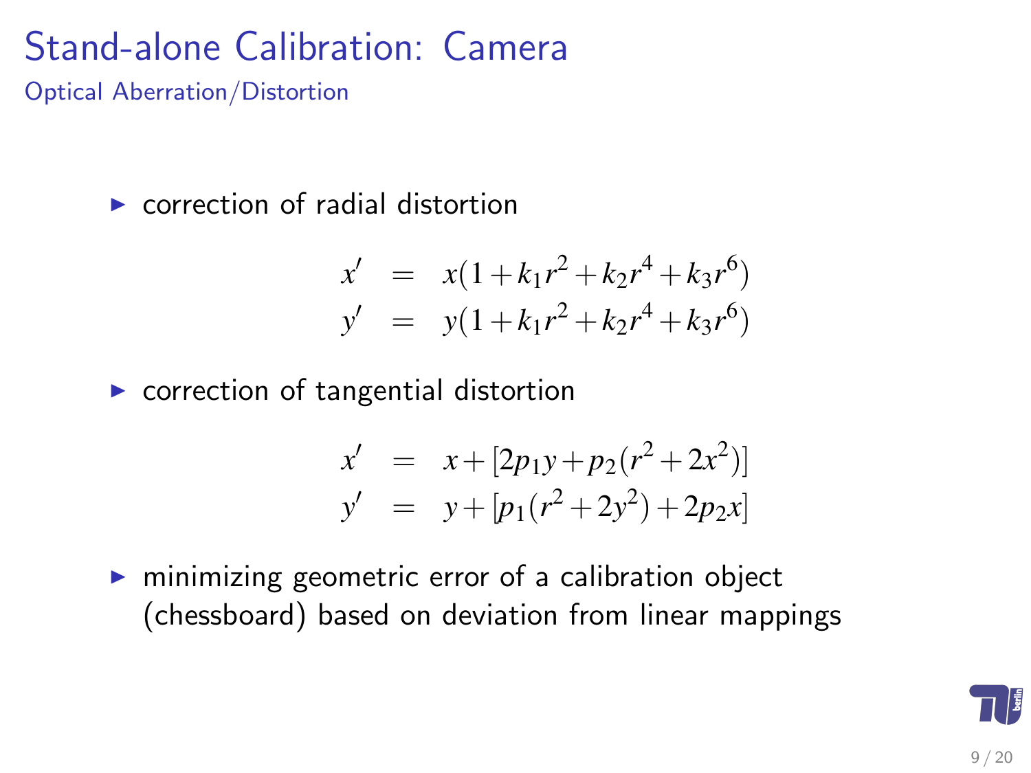# Stand-alone Calibration: Camera

## Optical Aberration/Distortion

- correction of radial distortion

$$
\begin{aligned}
x' &= x(1 + k_1 r^2 + k_2 r^4 + k_3 r^6) \\
y' &= y(1 + k_1 r^2 + k_2 r^4 + k_3 r^6)
\end{aligned}
$$

- correction of tangential distortion

$$
\begin{aligned}
x' &= x + [2p_1 y + p_2(r^2 + 2x^2)] \\
y' &= y + [p_1(r^2 + 2y^2) + 2p_2 x]
\end{aligned}
$$

- minimizing geometric error of a calibration object (chessboard) based on deviation from linear mappings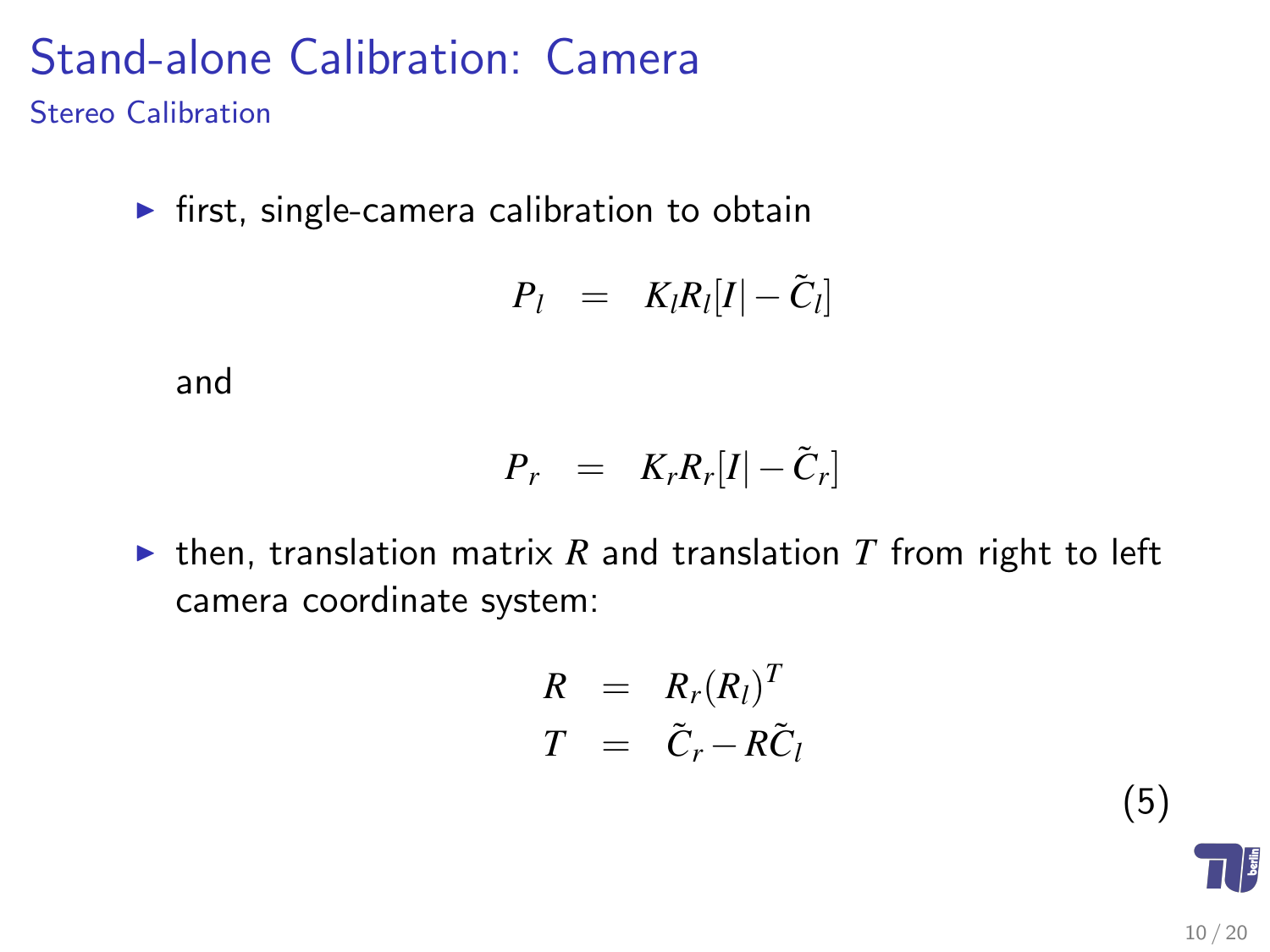# Stand-alone Calibration: Camera

## Stereo Calibration

- first, single-camera calibration to obtain

$$P_l = K_l R_l [I| - \tilde{C}_l]$$

and

$$P_r = K_r R_r [I| - \tilde{C}_r]$$

- then, translation matrix $R$ and translation $T$ from right to left camera coordinate system:

$$\begin{aligned} R &= R_r (R_l)^T \\ T &= \tilde{C}_r - R\tilde{C}_l \end{aligned} \tag{5}$$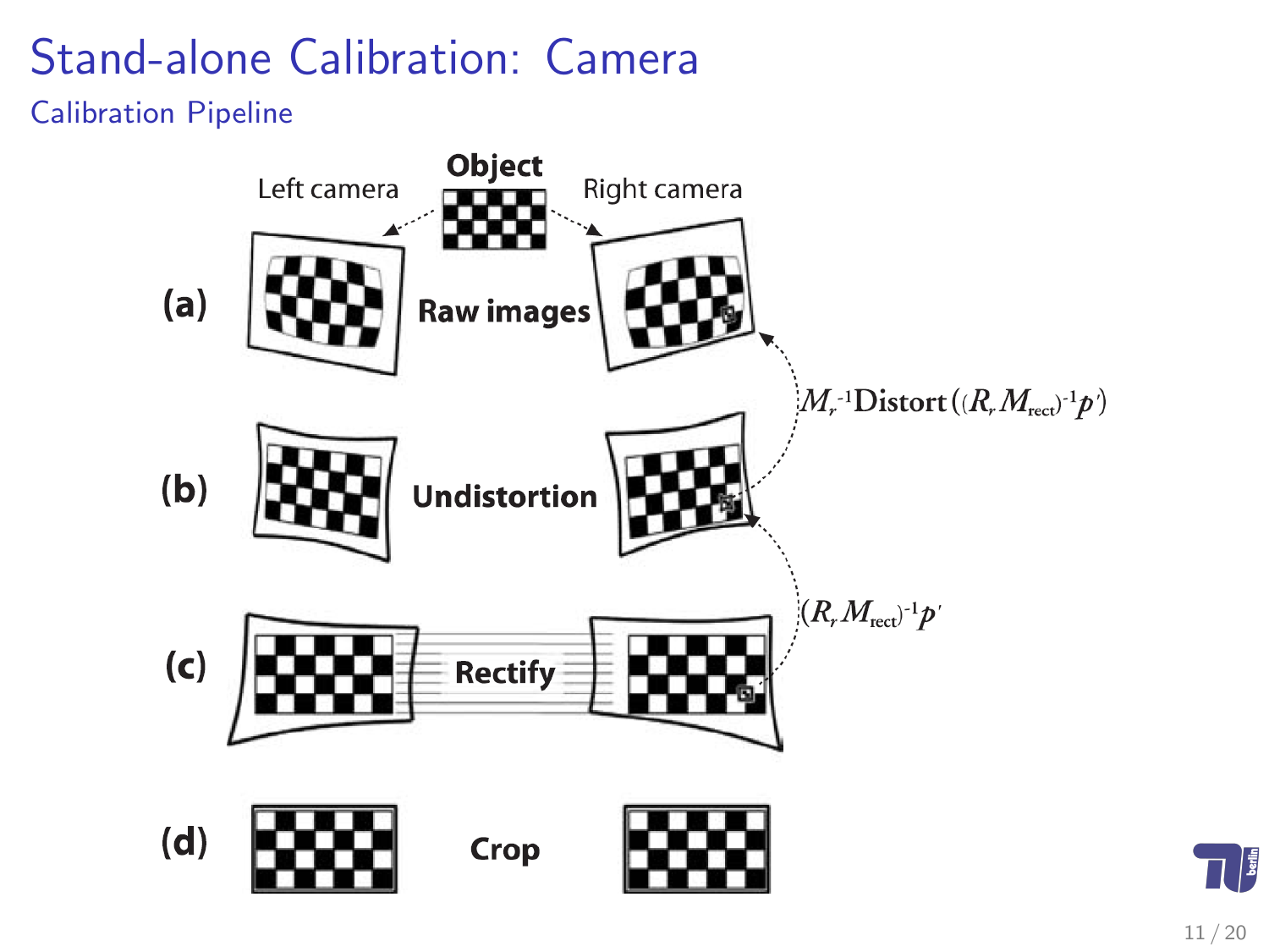# Stand-alone Calibration: Camera

## Calibration Pipeline

Object

Left camera

Right camera

(a) Raw images

(b) Undistortion

(c) Rectify

(d) Crop

$M_r^{-1}\text{Distort}((R_r M_{\text{rect}})^{-1} p')$

$(R_r M_{\text{rect}})^{-1} p'$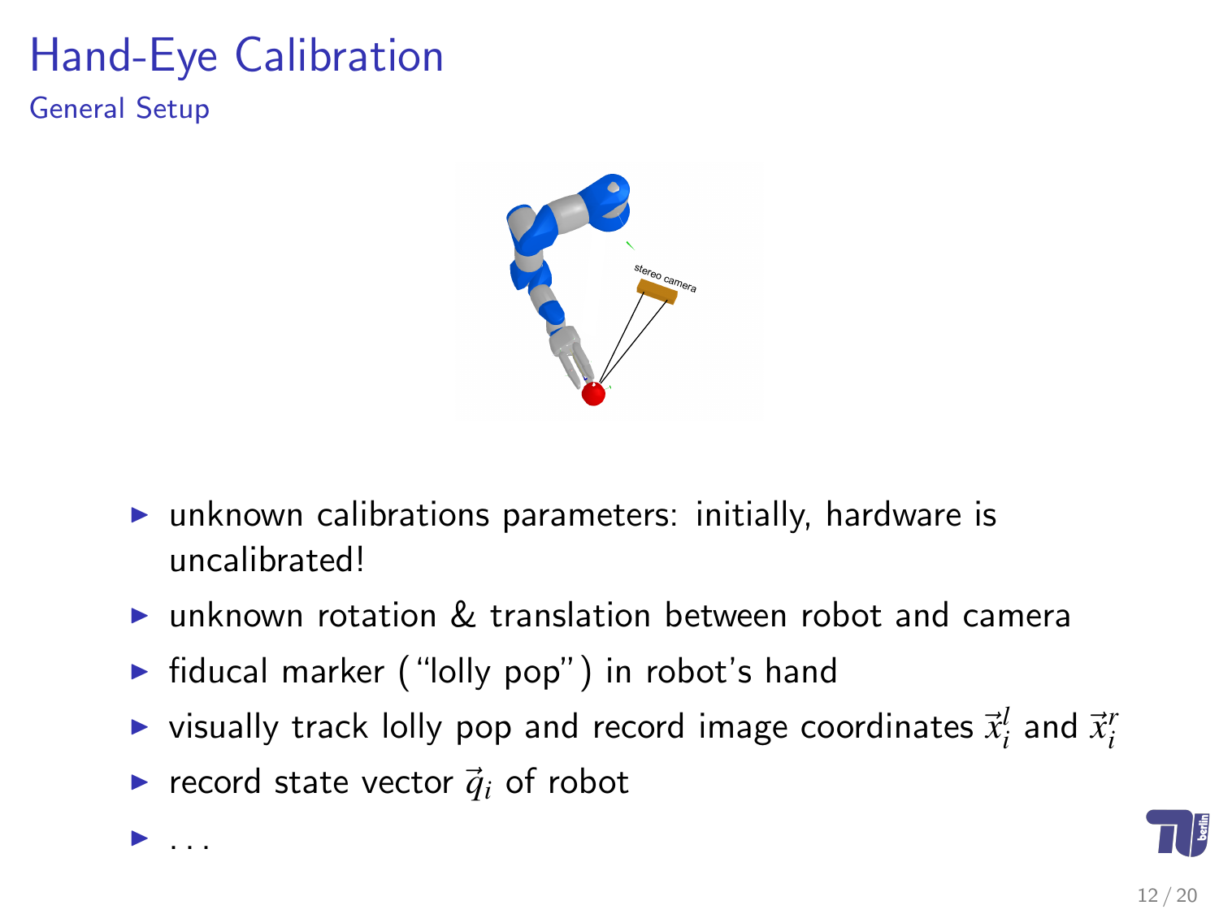# Hand-Eye Calibration

## General Setup

stereo camera

- unknown calibrations parameters: initially, hardware is uncalibrated!
- unknown rotation & translation between robot and camera
- fiducal marker ("lolly pop") in robot's hand
- visually track lolly pop and record image coordinates $\vec{x}_i^l$ and $\vec{x}_i^r$
- record state vector $\vec{q}_i$ of robot
- ...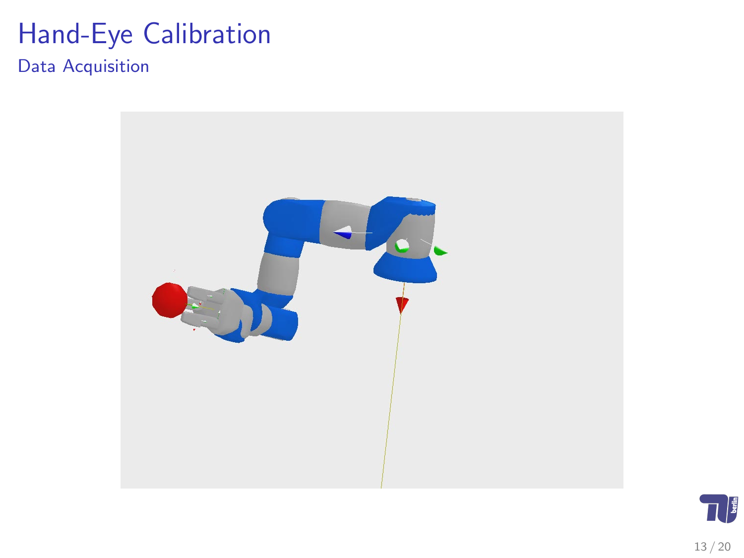# Hand-Eye Calibration

## Data Acquisition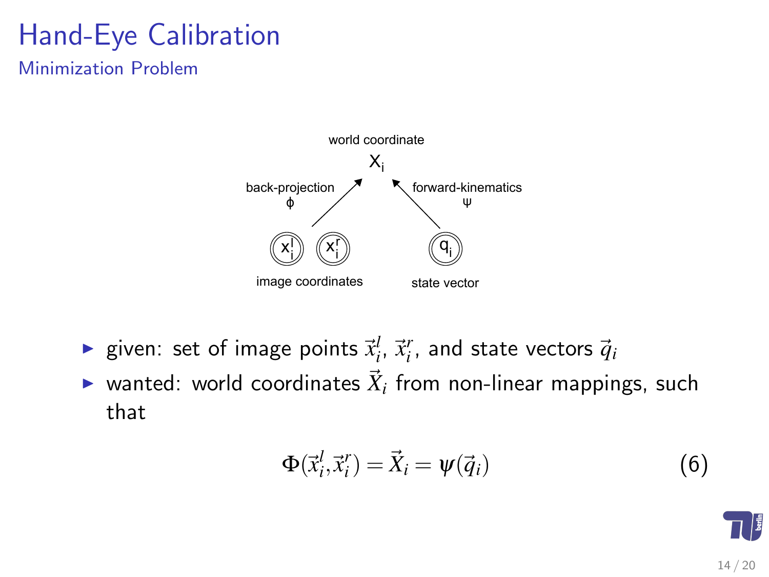# Hand-Eye Calibration

## Minimization Problem

world coordinate

$X_i$

back-projection $\phi$

forward-kinematics $\Psi$

$x_i^l$ $x_i^r$

image coordinates

$q_i$

state vector

- given: set of image points $\vec{x}_i^l$, $\vec{x}_i^r$, and state vectors $\vec{q}_i$
- wanted: world coordinates $\vec{X}_i$ from non-linear mappings, such that

$$\Phi(\vec{x}_i^l, \vec{x}_i^r) = \vec{X}_i = \psi(\vec{q}_i) \tag{6}$$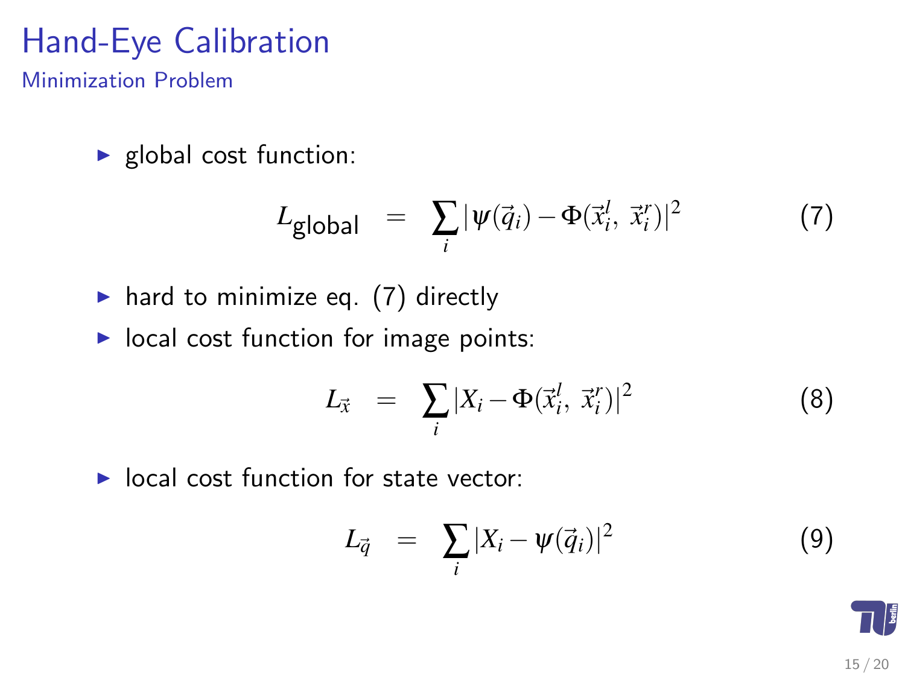# Hand-Eye Calibration

## Minimization Problem

- global cost function:

$$L_{\text{global}} \;=\; \sum_i |\psi(\vec{q}_i) - \Phi(\vec{x}_i^l,\; \vec{x}_i^r)|^2 \tag{7}$$

- hard to minimize eq. (7) directly
- local cost function for image points:

$$L_{\vec{x}} \;=\; \sum_i |X_i - \Phi(\vec{x}_i^l,\; \vec{x}_i^r)|^2 \tag{8}$$

- local cost function for state vector:

$$L_{\vec{q}} \;=\; \sum_i |X_i - \psi(\vec{q}_i)|^2 \tag{9}$$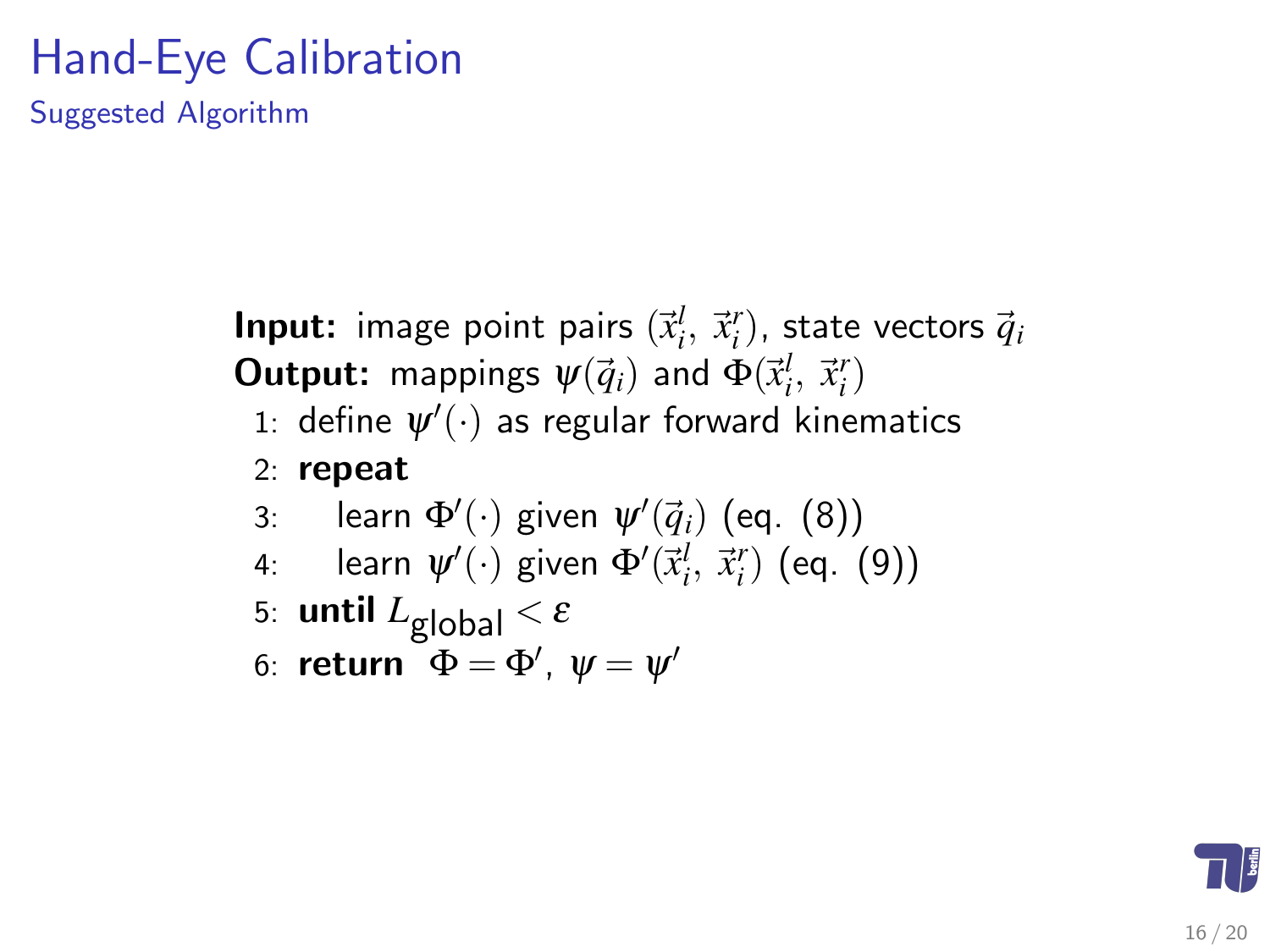# Hand-Eye Calibration

## Suggested Algorithm

**Input:** image point pairs $(\vec{x}_i^l,\ \vec{x}_i^r)$, state vectors $\vec{q}_i$

**Output:** mappings $\psi(\vec{q}_i)$ and $\Phi(\vec{x}_i^l,\ \vec{x}_i^r)$

1: define $\psi'(\cdot)$ as regular forward kinematics

2: **repeat**

3: &nbsp;&nbsp;&nbsp;&nbsp;learn $\Phi'(\cdot)$ given $\psi'(\vec{q}_i)$ (eq. (8))

4: &nbsp;&nbsp;&nbsp;&nbsp;learn $\psi'(\cdot)$ given $\Phi'(\vec{x}_i^l,\ \vec{x}_i^r)$ (eq. (9))

5: **until** $L_{\text{global}} < \varepsilon$

6: **return** $\Phi = \Phi',\ \psi = \psi'$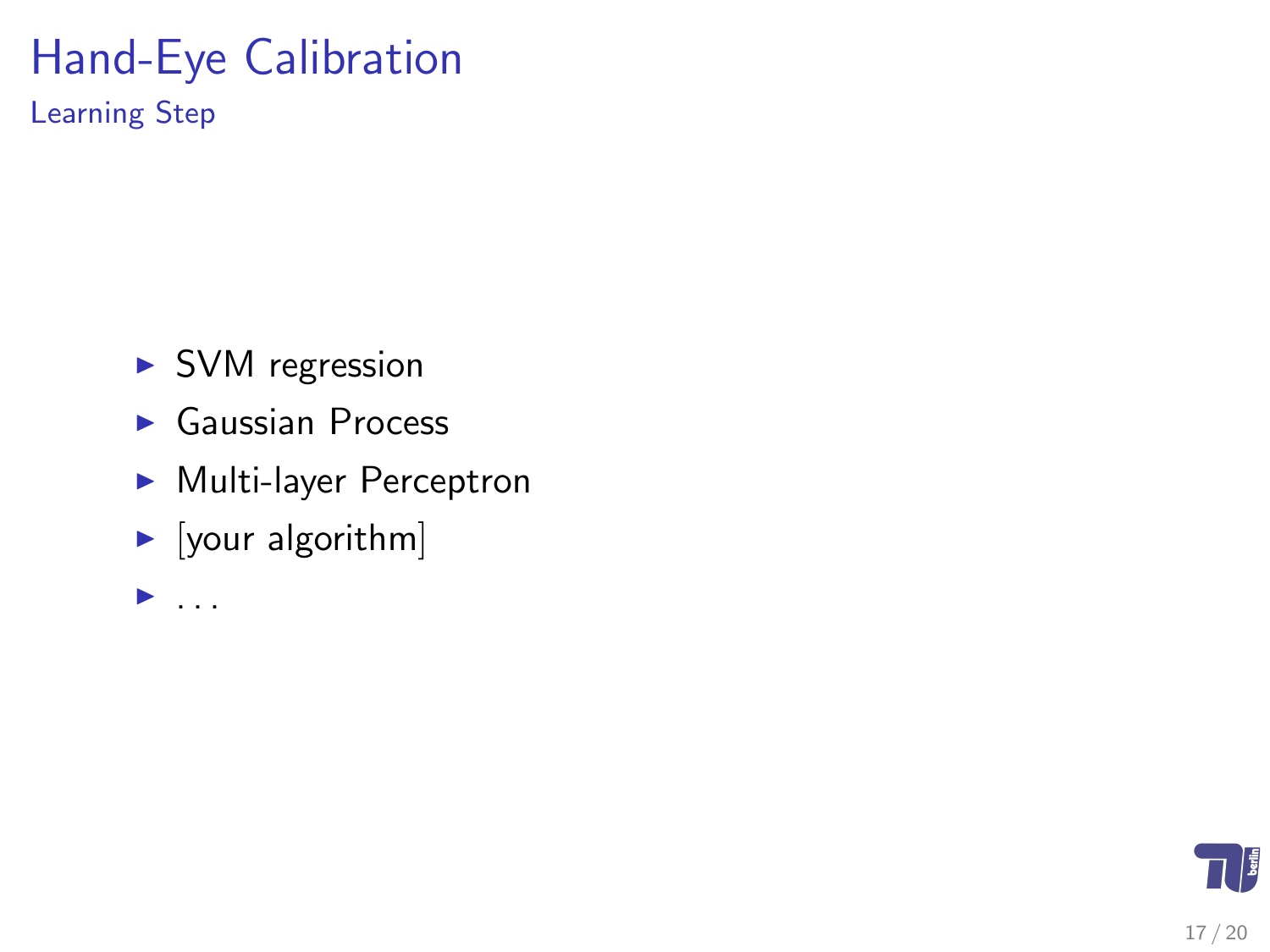# Hand-Eye Calibration

## Learning Step

- SVM regression
- Gaussian Process
- Multi-layer Perceptron
- [your algorithm]
- ...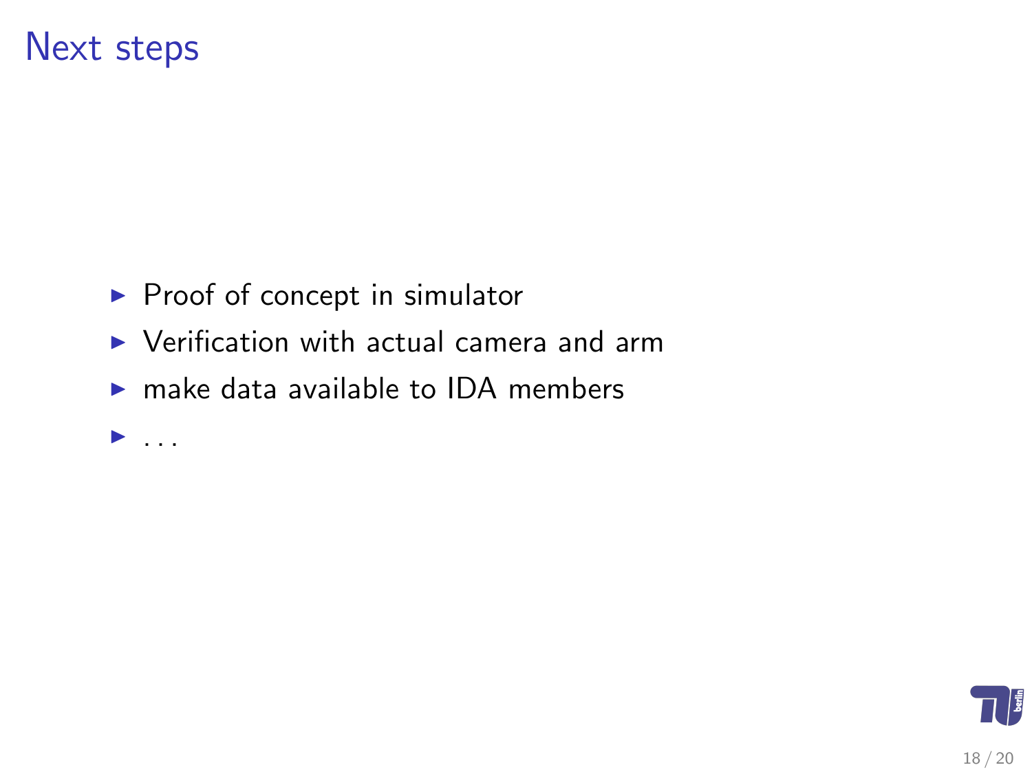# Next steps

- Proof of concept in simulator
- Verification with actual camera and arm
- make data available to IDA members
- ...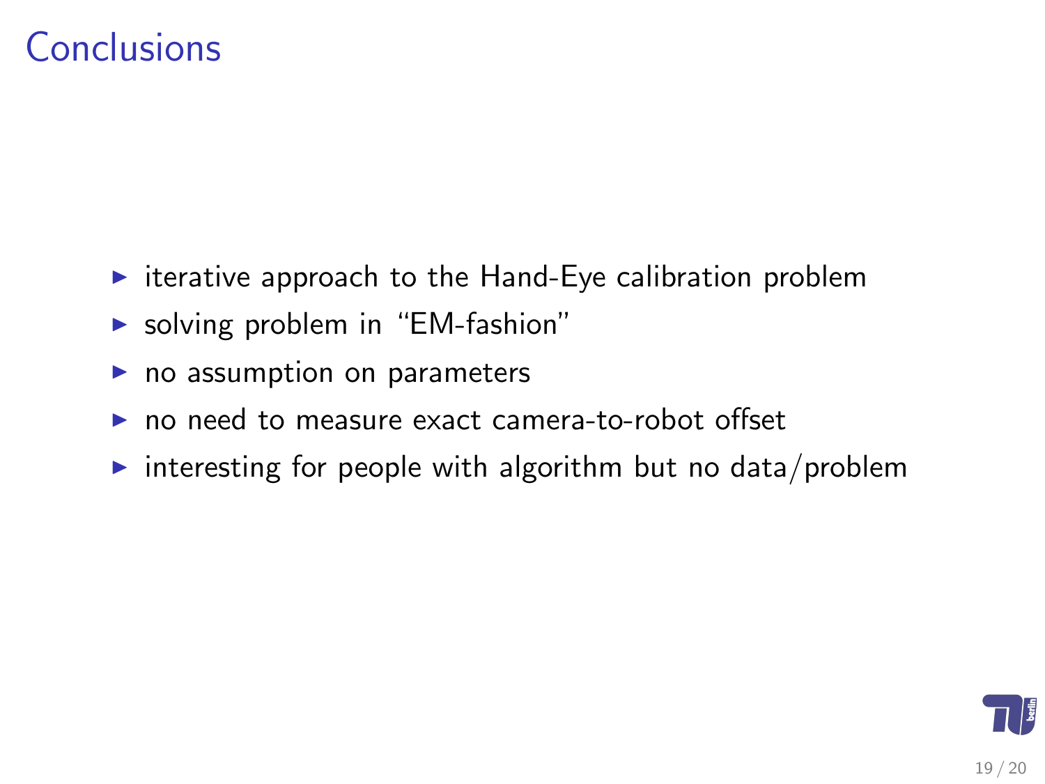# Conclusions

- iterative approach to the Hand-Eye calibration problem
- solving problem in "EM-fashion"
- no assumption on parameters
- no need to measure exact camera-to-robot offset
- interesting for people with algorithm but no data/problem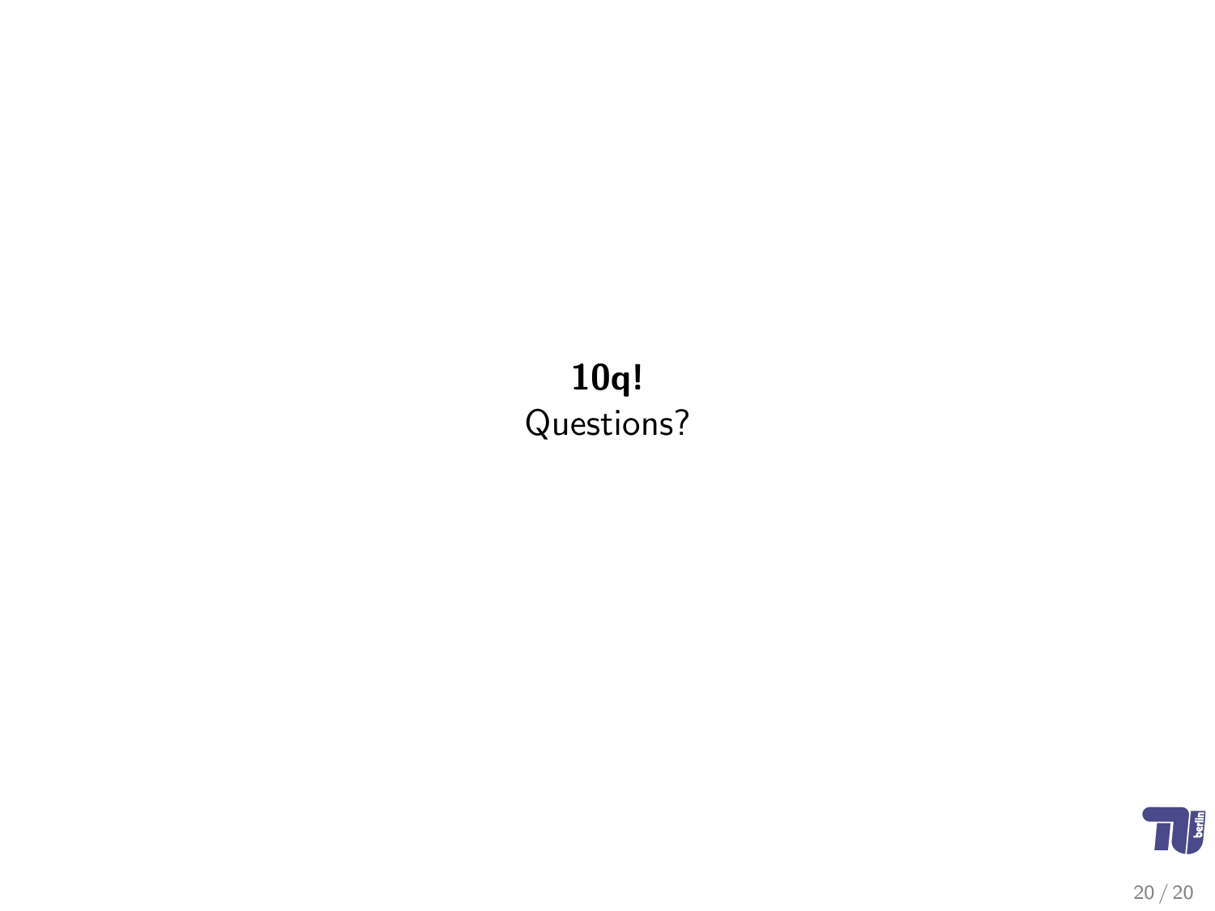**10q!**

Questions?